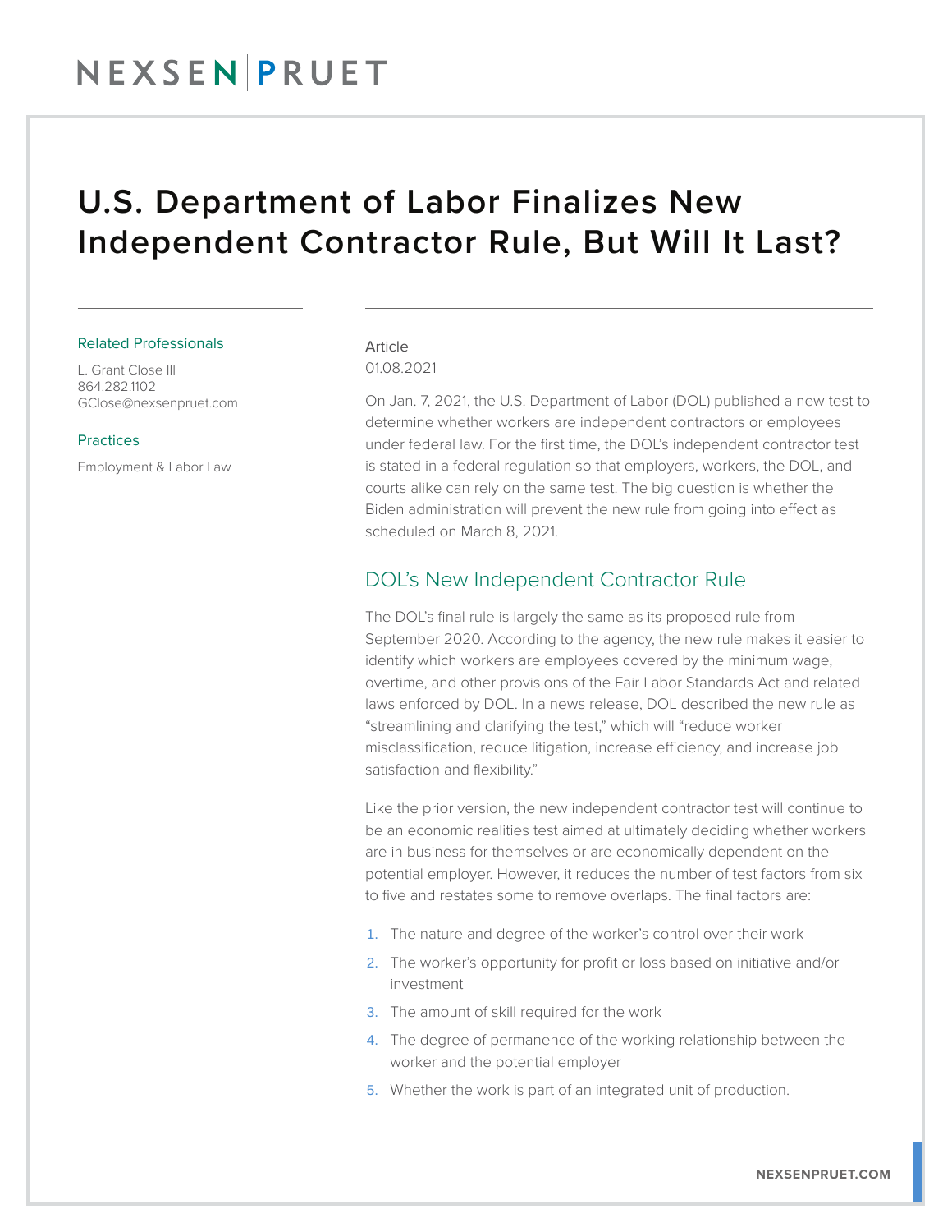# U.S. Department of Labor Finalizes New Independent Contractor Rule, But Will It Last?

Related Professionals

L. Grant Close III
864.282.1102
GClose@nexsenpruet.com

Practices

Employment & Labor Law

Article
01.08.2021

On Jan. 7, 2021, the U.S. Department of Labor (DOL) published a new test to determine whether workers are independent contractors or employees under federal law. For the first time, the DOL's independent contractor test is stated in a federal regulation so that employers, workers, the DOL, and courts alike can rely on the same test. The big question is whether the Biden administration will prevent the new rule from going into effect as scheduled on March 8, 2021.

## DOL's New Independent Contractor Rule

The DOL's final rule is largely the same as its proposed rule from September 2020. According to the agency, the new rule makes it easier to identify which workers are employees covered by the minimum wage, overtime, and other provisions of the Fair Labor Standards Act and related laws enforced by DOL. In a news release, DOL described the new rule as "streamlining and clarifying the test," which will "reduce worker misclassification, reduce litigation, increase efficiency, and increase job satisfaction and flexibility."

Like the prior version, the new independent contractor test will continue to be an economic realities test aimed at ultimately deciding whether workers are in business for themselves or are economically dependent on the potential employer. However, it reduces the number of test factors from six to five and restates some to remove overlaps. The final factors are:

1. The nature and degree of the worker's control over their work
2. The worker's opportunity for profit or loss based on initiative and/or investment
3. The amount of skill required for the work
4. The degree of permanence of the working relationship between the worker and the potential employer
5. Whether the work is part of an integrated unit of production.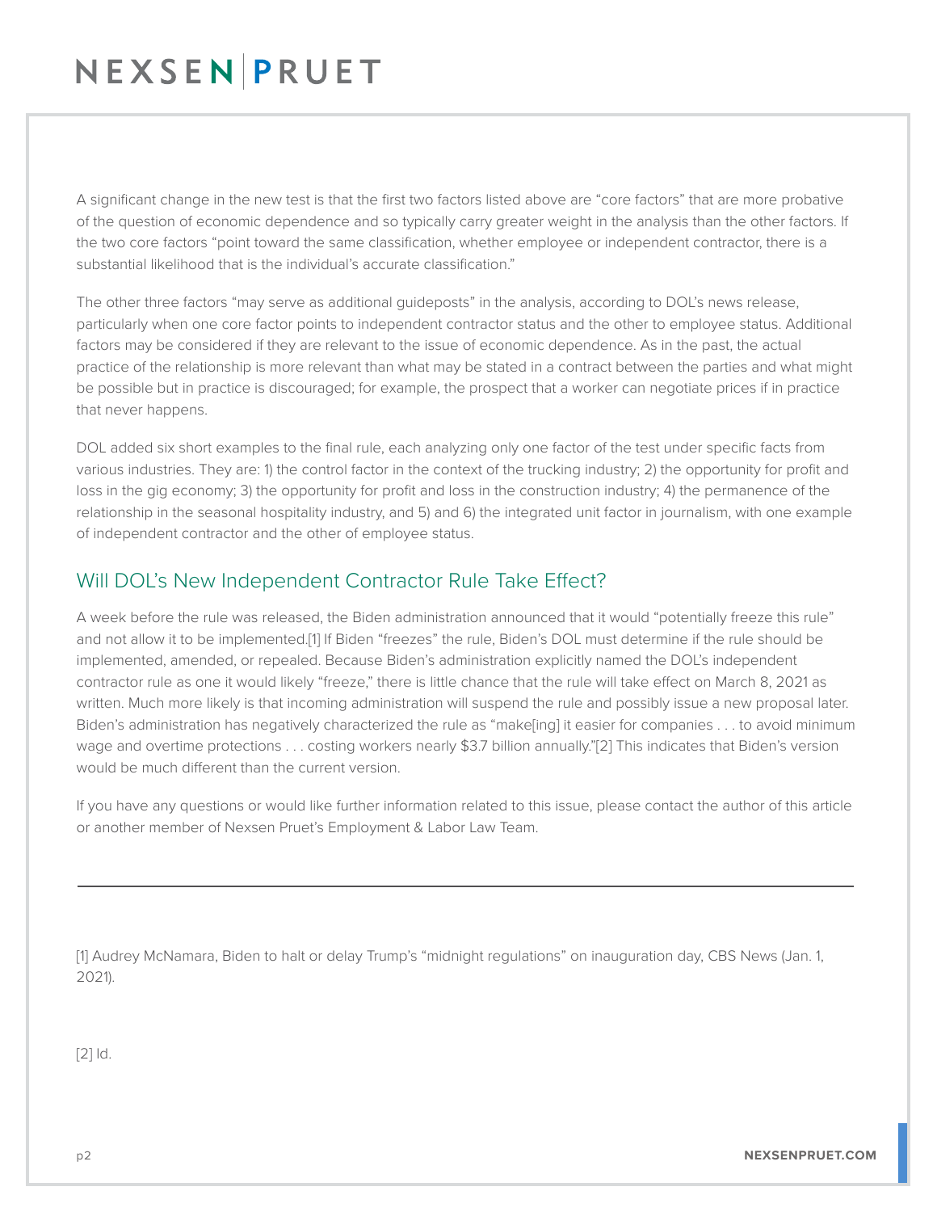A significant change in the new test is that the first two factors listed above are "core factors" that are more probative of the question of economic dependence and so typically carry greater weight in the analysis than the other factors. If the two core factors "point toward the same classification, whether employee or independent contractor, there is a substantial likelihood that is the individual's accurate classification."

The other three factors "may serve as additional guideposts" in the analysis, according to DOL's news release, particularly when one core factor points to independent contractor status and the other to employee status. Additional factors may be considered if they are relevant to the issue of economic dependence. As in the past, the actual practice of the relationship is more relevant than what may be stated in a contract between the parties and what might be possible but in practice is discouraged; for example, the prospect that a worker can negotiate prices if in practice that never happens.

DOL added six short examples to the final rule, each analyzing only one factor of the test under specific facts from various industries. They are: 1) the control factor in the context of the trucking industry; 2) the opportunity for profit and loss in the gig economy; 3) the opportunity for profit and loss in the construction industry; 4) the permanence of the relationship in the seasonal hospitality industry, and 5) and 6) the integrated unit factor in journalism, with one example of independent contractor and the other of employee status.

## Will DOL's New Independent Contractor Rule Take Effect?

A week before the rule was released, the Biden administration announced that it would "potentially freeze this rule" and not allow it to be implemented.[1] If Biden "freezes" the rule, Biden's DOL must determine if the rule should be implemented, amended, or repealed. Because Biden's administration explicitly named the DOL's independent contractor rule as one it would likely "freeze," there is little chance that the rule will take effect on March 8, 2021 as written. Much more likely is that incoming administration will suspend the rule and possibly issue a new proposal later. Biden's administration has negatively characterized the rule as "make[ing] it easier for companies . . . to avoid minimum wage and overtime protections . . . costing workers nearly $3.7 billion annually."[2] This indicates that Biden's version would be much different than the current version.

If you have any questions or would like further information related to this issue, please contact the author of this article or another member of Nexsen Pruet's Employment & Labor Law Team.

---

[1] Audrey McNamara, Biden to halt or delay Trump's "midnight regulations" on inauguration day, CBS News (Jan. 1, 2021).

[2] Id.